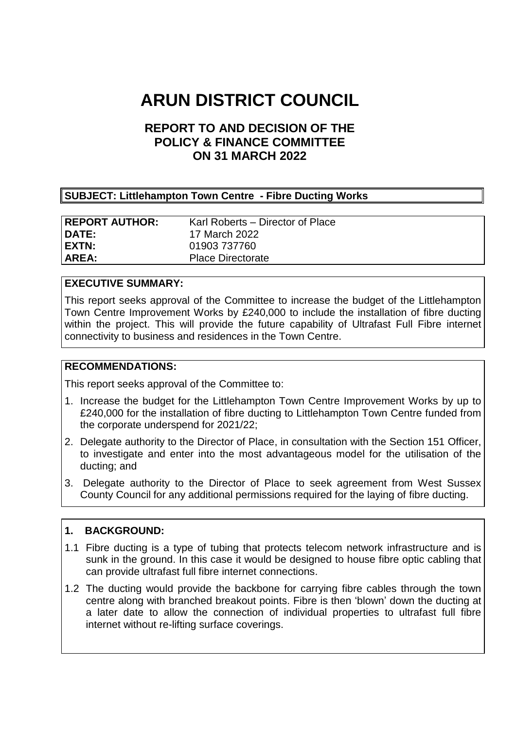# ARUN DISTRICT COUNCIL

## REPORT TO AND DECISION OF THE POLICY & FINANCE COMMITTEE ON 31 MARCH 2022

**SUBJECT: Littlehampton Town Centre - Fibre Ducting Works**

| | |
|---|---|
| **REPORT AUTHOR:** | Karl Roberts – Director of Place |
| **DATE:** | 17 March 2022 |
| **EXTN:** | 01903 737760 |
| **AREA:** | Place Directorate |

**EXECUTIVE SUMMARY:**

This report seeks approval of the Committee to increase the budget of the Littlehampton Town Centre Improvement Works by £240,000 to include the installation of fibre ducting within the project. This will provide the future capability of Ultrafast Full Fibre internet connectivity to business and residences in the Town Centre.

**RECOMMENDATIONS:**

This report seeks approval of the Committee to:

1. Increase the budget for the Littlehampton Town Centre Improvement Works by up to £240,000 for the installation of fibre ducting to Littlehampton Town Centre funded from the corporate underspend for 2021/22;
2. Delegate authority to the Director of Place, in consultation with the Section 151 Officer, to investigate and enter into the most advantageous model for the utilisation of the ducting; and
3. Delegate authority to the Director of Place to seek agreement from West Sussex County Council for any additional permissions required for the laying of fibre ducting.

**1. BACKGROUND:**

1.1 Fibre ducting is a type of tubing that protects telecom network infrastructure and is sunk in the ground. In this case it would be designed to house fibre optic cabling that can provide ultrafast full fibre internet connections.

1.2 The ducting would provide the backbone for carrying fibre cables through the town centre along with branched breakout points. Fibre is then 'blown' down the ducting at a later date to allow the connection of individual properties to ultrafast full fibre internet without re-lifting surface coverings.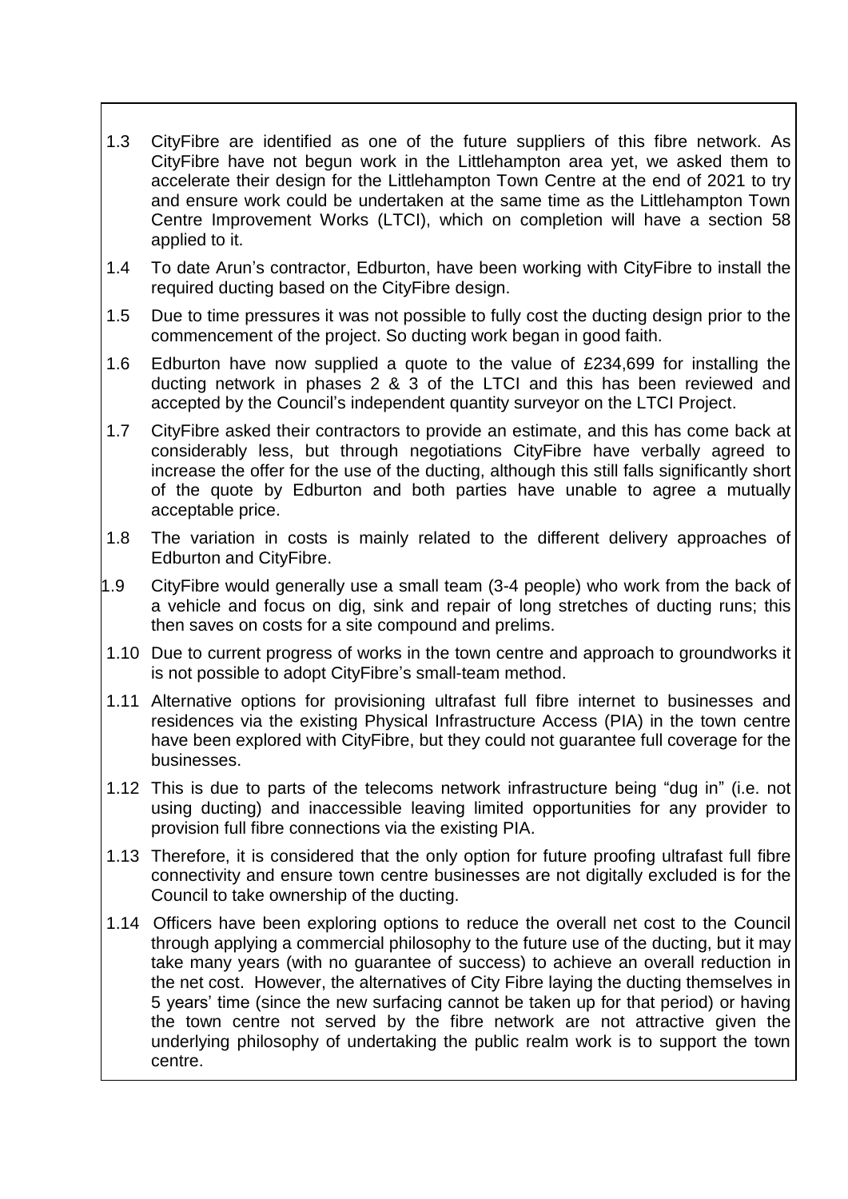1.3 CityFibre are identified as one of the future suppliers of this fibre network. As CityFibre have not begun work in the Littlehampton area yet, we asked them to accelerate their design for the Littlehampton Town Centre at the end of 2021 to try and ensure work could be undertaken at the same time as the Littlehampton Town Centre Improvement Works (LTCI), which on completion will have a section 58 applied to it.

1.4 To date Arun's contractor, Edburton, have been working with CityFibre to install the required ducting based on the CityFibre design.

1.5 Due to time pressures it was not possible to fully cost the ducting design prior to the commencement of the project. So ducting work began in good faith.

1.6 Edburton have now supplied a quote to the value of £234,699 for installing the ducting network in phases 2 & 3 of the LTCI and this has been reviewed and accepted by the Council's independent quantity surveyor on the LTCI Project.

1.7 CityFibre asked their contractors to provide an estimate, and this has come back at considerably less, but through negotiations CityFibre have verbally agreed to increase the offer for the use of the ducting, although this still falls significantly short of the quote by Edburton and both parties have unable to agree a mutually acceptable price.

1.8 The variation in costs is mainly related to the different delivery approaches of Edburton and CityFibre.

1.9 CityFibre would generally use a small team (3-4 people) who work from the back of a vehicle and focus on dig, sink and repair of long stretches of ducting runs; this then saves on costs for a site compound and prelims.

1.10 Due to current progress of works in the town centre and approach to groundworks it is not possible to adopt CityFibre's small-team method.

1.11 Alternative options for provisioning ultrafast full fibre internet to businesses and residences via the existing Physical Infrastructure Access (PIA) in the town centre have been explored with CityFibre, but they could not guarantee full coverage for the businesses.

1.12 This is due to parts of the telecoms network infrastructure being "dug in" (i.e. not using ducting) and inaccessible leaving limited opportunities for any provider to provision full fibre connections via the existing PIA.

1.13 Therefore, it is considered that the only option for future proofing ultrafast full fibre connectivity and ensure town centre businesses are not digitally excluded is for the Council to take ownership of the ducting.

1.14 Officers have been exploring options to reduce the overall net cost to the Council through applying a commercial philosophy to the future use of the ducting, but it may take many years (with no guarantee of success) to achieve an overall reduction in the net cost. However, the alternatives of City Fibre laying the ducting themselves in 5 years' time (since the new surfacing cannot be taken up for that period) or having the town centre not served by the fibre network are not attractive given the underlying philosophy of undertaking the public realm work is to support the town centre.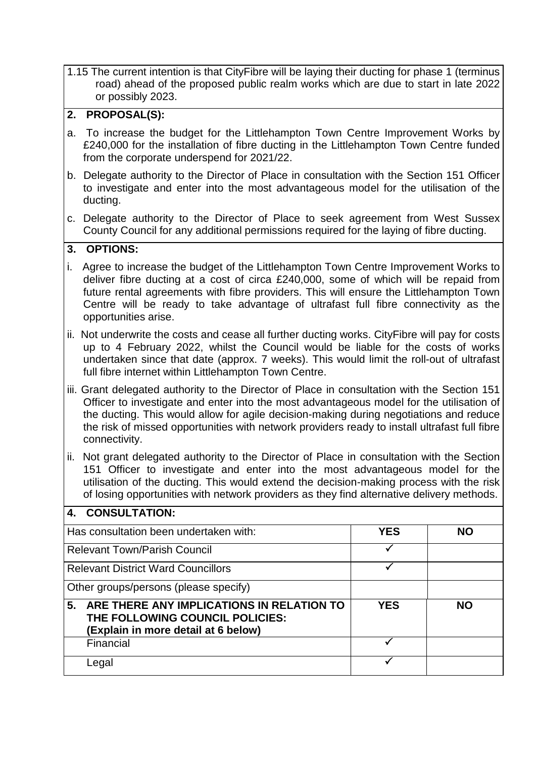1.15 The current intention is that CityFibre will be laying their ducting for phase 1 (terminus road) ahead of the proposed public realm works which are due to start in late 2022 or possibly 2023.

## 2. PROPOSAL(S):

a. To increase the budget for the Littlehampton Town Centre Improvement Works by £240,000 for the installation of fibre ducting in the Littlehampton Town Centre funded from the corporate underspend for 2021/22.

b. Delegate authority to the Director of Place in consultation with the Section 151 Officer to investigate and enter into the most advantageous model for the utilisation of the ducting.

c. Delegate authority to the Director of Place to seek agreement from West Sussex County Council for any additional permissions required for the laying of fibre ducting.

## 3. OPTIONS:

i. Agree to increase the budget of the Littlehampton Town Centre Improvement Works to deliver fibre ducting at a cost of circa £240,000, some of which will be repaid from future rental agreements with fibre providers. This will ensure the Littlehampton Town Centre will be ready to take advantage of ultrafast full fibre connectivity as the opportunities arise.

ii. Not underwrite the costs and cease all further ducting works. CityFibre will pay for costs up to 4 February 2022, whilst the Council would be liable for the costs of works undertaken since that date (approx. 7 weeks). This would limit the roll-out of ultrafast full fibre internet within Littlehampton Town Centre.

iii. Grant delegated authority to the Director of Place in consultation with the Section 151 Officer to investigate and enter into the most advantageous model for the utilisation of the ducting. This would allow for agile decision-making during negotiations and reduce the risk of missed opportunities with network providers ready to install ultrafast full fibre connectivity.

ii. Not grant delegated authority to the Director of Place in consultation with the Section 151 Officer to investigate and enter into the most advantageous model for the utilisation of the ducting. This would extend the decision-making process with the risk of losing opportunities with network providers as they find alternative delivery methods.

## 4. CONSULTATION:

| Has consultation been undertaken with: | YES | NO |
|---|---|---|
| Relevant Town/Parish Council | ✓ | |
| Relevant District Ward Councillors | ✓ | |
| Other groups/persons (please specify) | | |

## 5. ARE THERE ANY IMPLICATIONS IN RELATION TO THE FOLLOWING COUNCIL POLICIES: (Explain in more detail at 6 below)

| | YES | NO |
|---|---|---|
| Financial | ✓ | |
| Legal | ✓ | |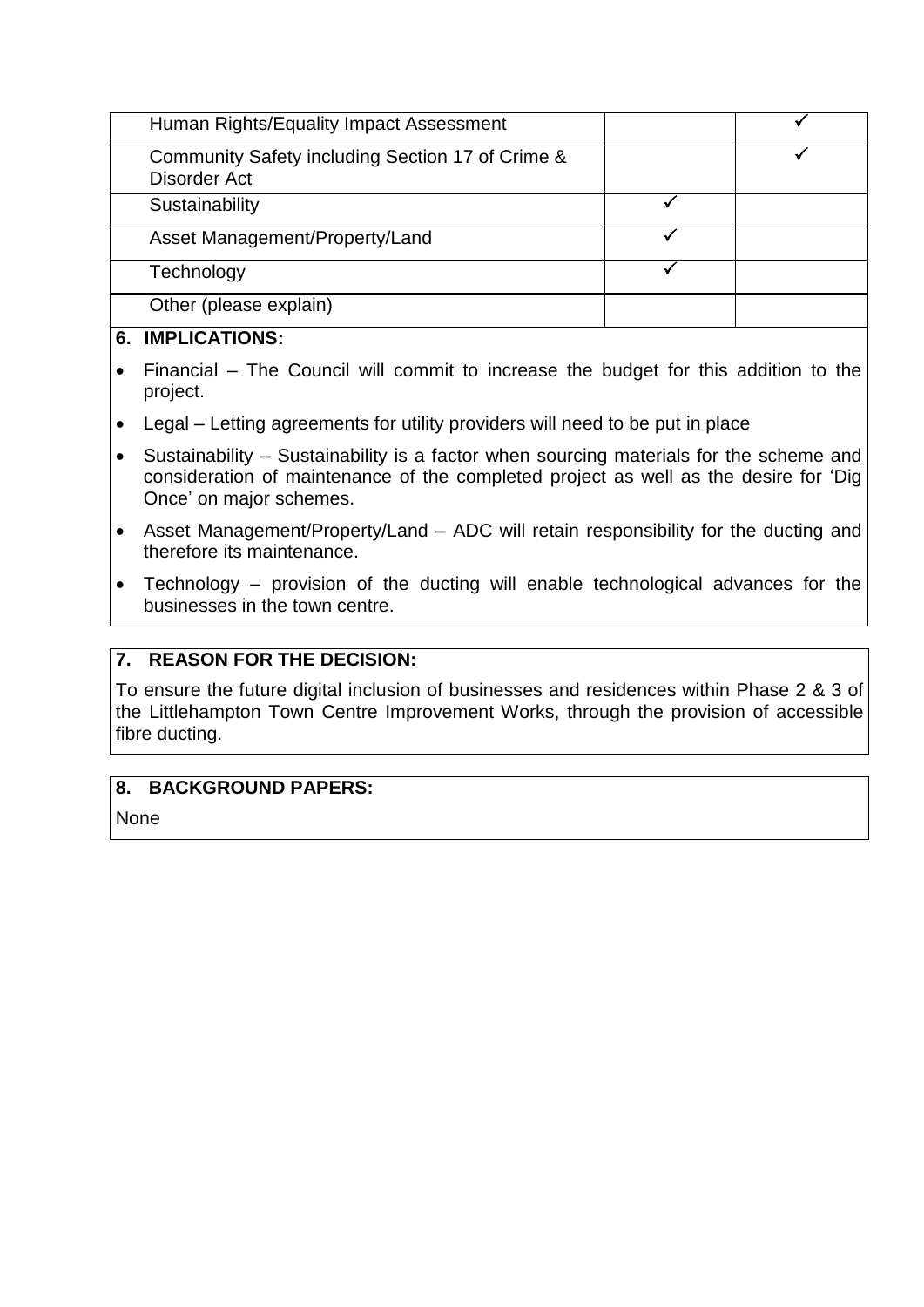| | | |
|---|---|---|
| Human Rights/Equality Impact Assessment | | ✓ |
| Community Safety including Section 17 of Crime & Disorder Act | | ✓ |
| Sustainability | ✓ | |
| Asset Management/Property/Land | ✓ | |
| Technology | ✓ | |
| Other (please explain) | | |

## 6. IMPLICATIONS:

- Financial – The Council will commit to increase the budget for this addition to the project.
- Legal – Letting agreements for utility providers will need to be put in place
- Sustainability – Sustainability is a factor when sourcing materials for the scheme and consideration of maintenance of the completed project as well as the desire for 'Dig Once' on major schemes.
- Asset Management/Property/Land – ADC will retain responsibility for the ducting and therefore its maintenance.
- Technology – provision of the ducting will enable technological advances for the businesses in the town centre.

## 7. REASON FOR THE DECISION:

To ensure the future digital inclusion of businesses and residences within Phase 2 & 3 of the Littlehampton Town Centre Improvement Works, through the provision of accessible fibre ducting.

## 8. BACKGROUND PAPERS:

None